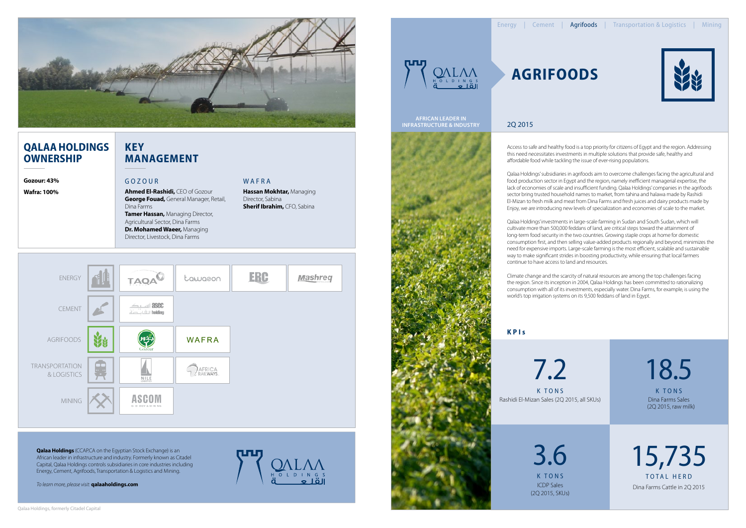## QALAA HOLDINGS OWNERSHIP

**Gozour: 43%**

**Wafra: 100%**

## KEY MANAGEMENT

### GOZOUR

**Ahmed El-Rashidi,** CEO of Gozour
**George Fouad,** General Manager, Retail, Dina Farms
**Tamer Hassan,** Managing Director, Agricultural Sector, Dina Farms
**Dr. Mohamed Waeer,** Managing Director, Livestock, Dina Farms

### WAFRA

**Hassan Mokhtar,** Managing Director, Sabina
**Sherif Ibrahim,** CFO, Sabina

| | | | | | |
|---|---|---|---|---|---|
| ENERGY | TAQA | tawazon | ERC | Mashreq | |
| CEMENT | asec holding | | | | |
| AGRIFOODS | Gozour | WAFRA | | | |
| TRANSPORTATION & LOGISTICS | NILE LOGISTICS | AFRICA RAILWAYS | | | |
| MINING | ASCOM | | | | |

**Qalaa Holdings** (CCAP.CA on the Egyptian Stock Exchange) is an African leader in infrastructure and industry. Formerly known as Citadel Capital, Qalaa Holdings controls subsidiaries in core industries including Energy, Cement, Agrifoods, Transportation & Logistics and Mining.

*To learn more, please visit:* **qalaaholdings.com**

Qalaa Holdings, formerly Citadel Capital

Energy | Cement | Agrifoods | Transportation & Logistics | Mining

QALAA HOLDINGS القلعة

AFRICAN LEADER IN INFRASTRUCTURE & INDUSTRY

# AGRIFOODS

2Q 2015

Access to safe and healthy food is a top priority for citizens of Egypt and the region. Addressing this need necessitates investments in multiple solutions that provide safe, healthy and affordable food while tackling the issue of ever-rising populations.

Qalaa Holdings' subsidiaries in agrifoods aim to overcome challenges facing the agricultural and food production sector in Egypt and the region, namely inefficient managerial expertise, the lack of economies of scale and insufficient funding. Qalaa Holdings' companies in the agrifoods sector bring trusted household names to market, from tahina and halawa made by Rashidi El-Mizan to fresh milk and meat from Dina Farms and fresh juices and dairy products made by Enjoy, we are introducing new levels of specialization and economies of scale to the market.

Qalaa Holdings' investments in large-scale farming in Sudan and South Sudan, which will cultivate more than 500,000 feddans of land, are critical steps toward the attainment of long-term food security in the two countries. Growing staple crops at home for domestic consumption first, and then selling value-added products regionally and beyond, minimizes the need for expensive imports. Large-scale farming is the most efficient, scalable and sustainable way to make significant strides in boosting productivity, while ensuring that local farmers continue to have access to land and resources.

Climate change and the scarcity of natural resources are among the top challenges facing the region. Since its inception in 2004, Qalaa Holdings has been committed to rationalizing consumption with all of its investments, especially water. Dina Farms, for example, is using the world's top irrigation systems on its 9,500 feddans of land in Egypt.

### KPIs

**7.2**
K TONS
Rashidi El-Mizan Sales (2Q 2015, all SKUs)

**18.5**
K TONS
Dina Farms Sales (2Q 2015, raw milk)

**3.6**
K TONS
ICDP Sales (2Q 2015, SKUs)

**15,735**
TOTAL HERD
Dina Farms Cattle in 2Q 2015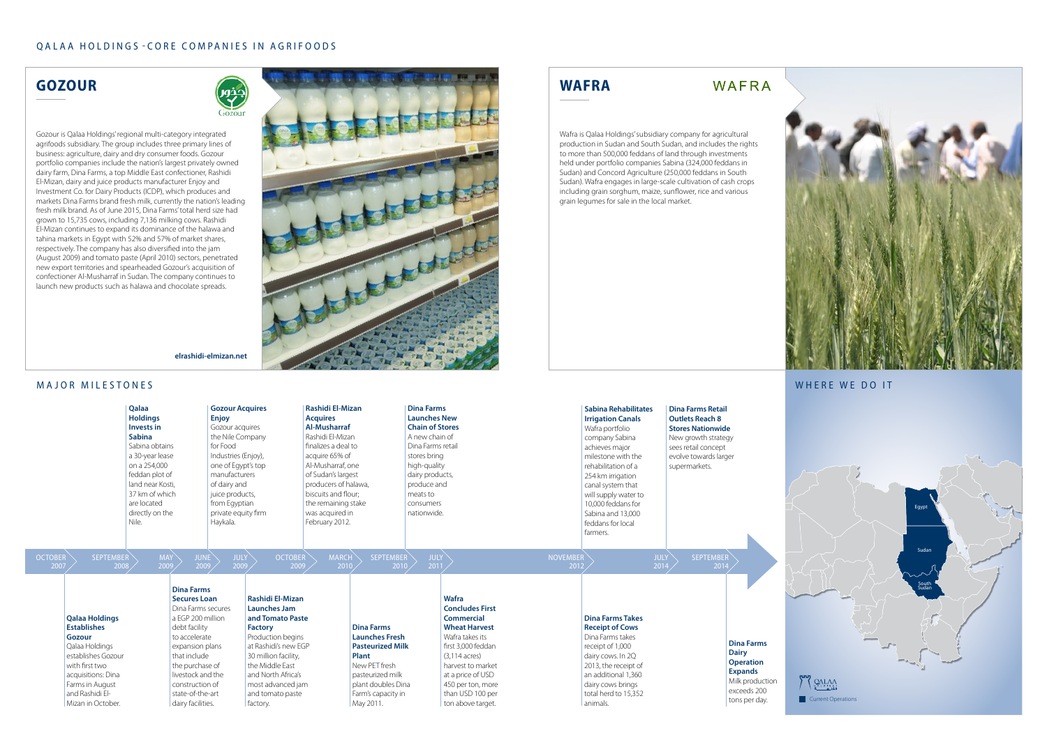QALAA HOLDINGS - CORE COMPANIES IN AGRIFOODS

## GOZOUR

Gozour is Qalaa Holdings' regional multi-category integrated agrifoods subsidiary. The group includes three primary lines of business: agriculture, dairy and dry consumer foods. Gozour portfolio companies include the nation's largest privately owned dairy farm, Dina Farms, a top Middle East confectioner, Rashidi El-Mizan, dairy and juice products manufacturer Enjoy and Investment Co. for Dairy Products (ICDP), which produces and markets Dina Farms brand fresh milk, currently the nation's leading fresh milk brand. As of June 2015, Dina Farms' total herd size had grown to 15,735 cows, including 7,136 milking cows. Rashidi El-Mizan continues to expand its dominance of the halawa and tahina markets in Egypt with 52% and 57% of market shares, respectively. The company has also diversified into the jam (August 2009) and tomato paste (April 2010) sectors, penetrated new export territories and spearheaded Gozour's acquisition of confectioner Al-Musharraf in Sudan. The company continues to launch new products such as halawa and chocolate spreads.

**elrashidi-elmizan.net**

## WAFRA

Wafra is Qalaa Holdings' subsidiary company for agricultural production in Sudan and South Sudan, and includes the rights to more than 500,000 feddans of land through investments held under portfolio companies Sabina (324,000 feddans in Sudan) and Concord Agriculture (250,000 feddans in South Sudan). Wafra engages in large-scale cultivation of cash crops including grain sorghum, maize, sunflower, rice and various grain legumes for sale in the local market.

## MAJOR MILESTONES

**October 2007 – Qalaa Holdings Establishes Gozour**
Qalaa Holdings establishes Gozour with first two acquisitions: Dina Farms in August and Rashidi El-Mizan in October.

**September 2008 – Qalaa Holdings Invests in Sabina**
Sabina obtains a 30-year lease on a 254,000 feddan plot of land near Kosti, 37 km of which are located directly on the Nile.

**May 2009 – Dina Farms Secures Loan**
Dina Farms secures a EGP 200 million debt facility to accelerate expansion plans that include the purchase of livestock and the construction of state-of-the-art dairy facilities.

**June 2009 – Gozour Acquires Enjoy**
Gozour acquires the Nile Company for Food Industries (Enjoy), one of Egypt's top manufacturers of dairy and juice products, from Egyptian private equity firm Haykala.

**July 2009 – Rashidi El-Mizan Launches Jam and Tomato Paste Factory**
Production begins at Rashidi's new EGP 30 million facility, the Middle East and North Africa's most advanced jam and tomato paste factory.

**October 2009 – Rashidi El-Mizan Acquires Al-Musharraf**
Rashidi El-Mizan finalizes a deal to acquire 65% of Al-Musharraf, one of Sudan's largest producers of halawa, biscuits and flour; the remaining stake was acquired in February 2012.

**March 2010 – Dina Farms Launches Fresh Pasteurized Milk Plant**
New PET fresh pasteurized milk plant doubles Dina Farm's capacity in May 2011.

**September 2010 – Dina Farms Launches New Chain of Stores**
A new chain of Dina Farms retail stores bring high-quality dairy products, produce and meats to consumers nationwide.

**July 2011 – Wafra Concludes First Commercial Wheat Harvest**
Wafra takes its first 3,000 feddan (3,114 acres) harvest to market at a price of USD 450 per ton, more than USD 100 per ton above target.

**November 2012 – Sabina Rehabilitates Irrigation Canals**
Wafra portfolio company Sabina achieves major milestone with the rehabilitation of a 254 km irrigation canal system that will supply water to 10,000 feddans for Sabina and 13,000 feddans for local farmers.

**November 2012 – Dina Farms Takes Receipt of Cows**
Dina Farms takes receipt of 1,000 dairy cows. In 2Q 2013, the receipt of an additional 1,360 dairy cows brings total herd to 15,352 animals.

**July 2014 – Dina Farms Retail Outlets Reach 8 Stores Nationwide**
New growth strategy sees retail concept evolve towards larger supermarkets.

**September 2014 – Dina Farms Dairy Operation Expands**
Milk production exceeds 200 tons per day.

## WHERE WE DO IT

Egypt

Sudan

South Sudan

Current Operations